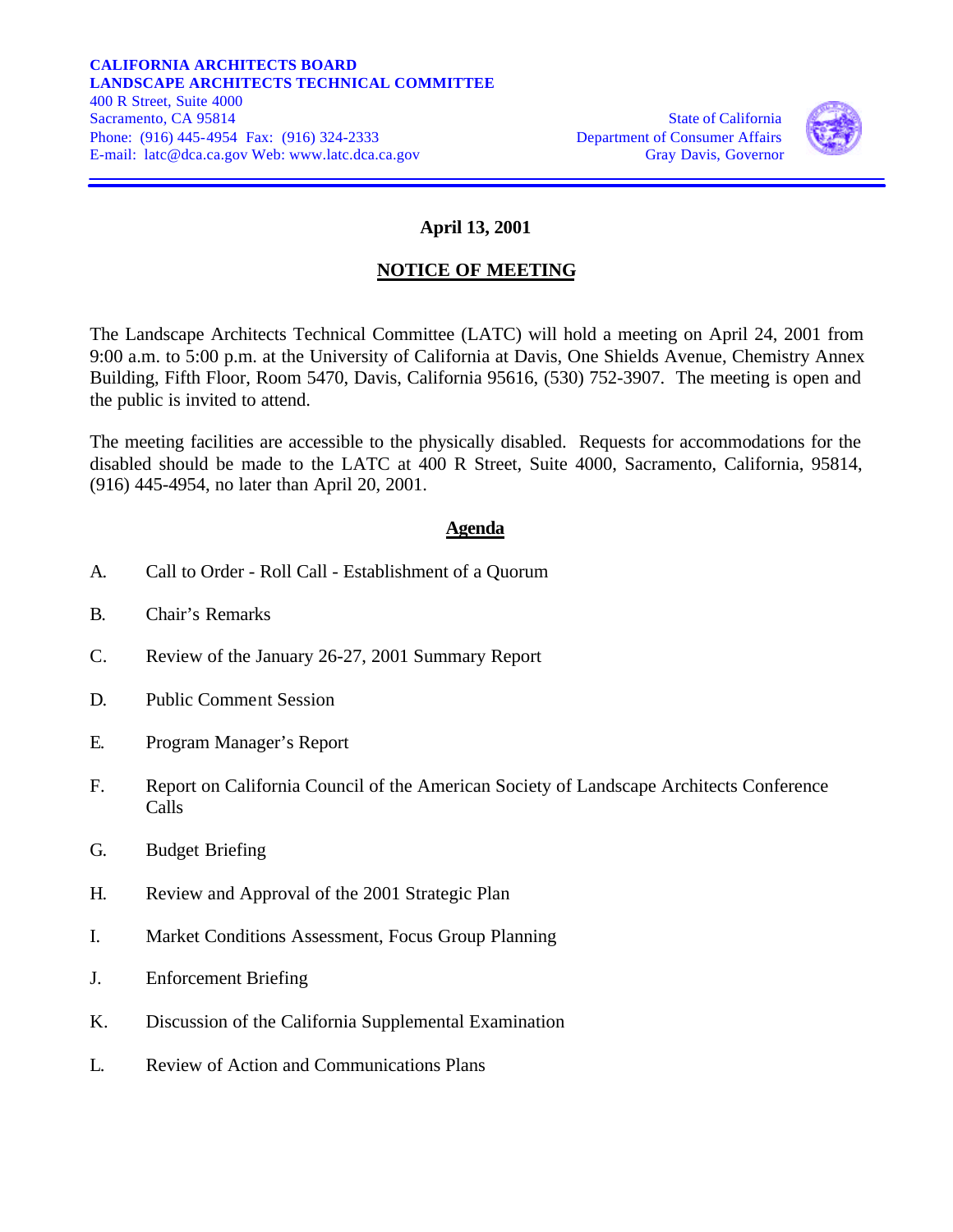**CALIFORNIA ARCHITECTS BOARD**
**LANDSCAPE ARCHITECTS TECHNICAL COMMITTEE**
400 R Street, Suite 4000
Sacramento, CA 95814
Phone: (916) 445-4954 Fax: (916) 324-2333
E-mail: latc@dca.ca.gov Web: www.latc.dca.ca.gov

State of California
Department of Consumer Affairs
Gray Davis, Governor

**April 13, 2001**

## NOTICE OF MEETING

The Landscape Architects Technical Committee (LATC) will hold a meeting on April 24, 2001 from 9:00 a.m. to 5:00 p.m. at the University of California at Davis, One Shields Avenue, Chemistry Annex Building, Fifth Floor, Room 5470, Davis, California 95616, (530) 752-3907. The meeting is open and the public is invited to attend.

The meeting facilities are accessible to the physically disabled. Requests for accommodations for the disabled should be made to the LATC at 400 R Street, Suite 4000, Sacramento, California, 95814, (916) 445-4954, no later than April 20, 2001.

## Agenda

A. Call to Order - Roll Call - Establishment of a Quorum

B. Chair's Remarks

C. Review of the January 26-27, 2001 Summary Report

D. Public Comment Session

E. Program Manager's Report

F. Report on California Council of the American Society of Landscape Architects Conference Calls

G. Budget Briefing

H. Review and Approval of the 2001 Strategic Plan

I. Market Conditions Assessment, Focus Group Planning

J. Enforcement Briefing

K. Discussion of the California Supplemental Examination

L. Review of Action and Communications Plans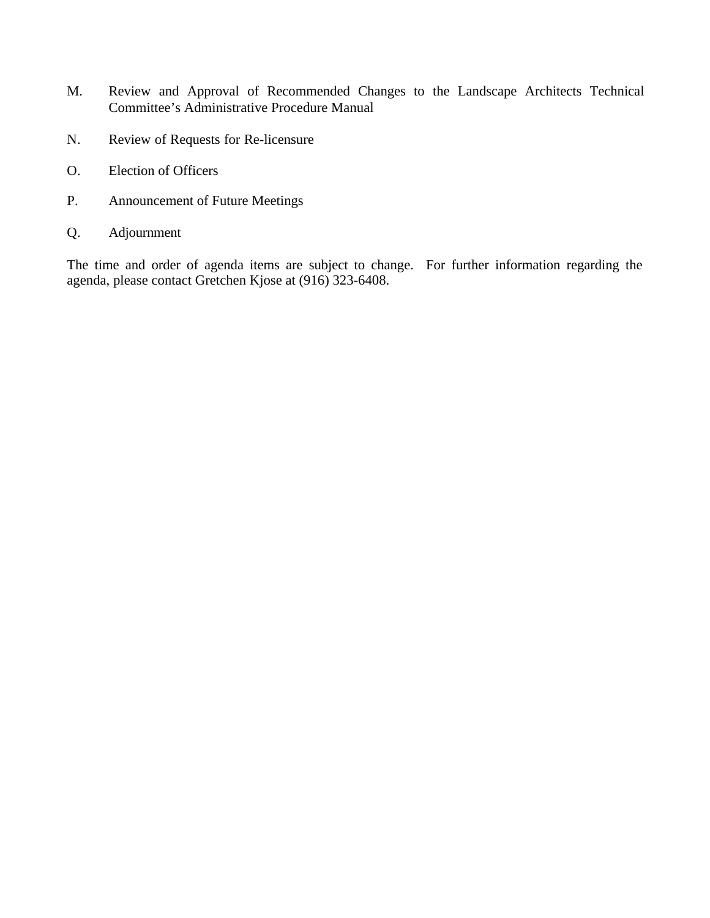M. Review and Approval of Recommended Changes to the Landscape Architects Technical Committee's Administrative Procedure Manual

N. Review of Requests for Re-licensure

O. Election of Officers

P. Announcement of Future Meetings

Q. Adjournment

The time and order of agenda items are subject to change. For further information regarding the agenda, please contact Gretchen Kjose at (916) 323-6408.